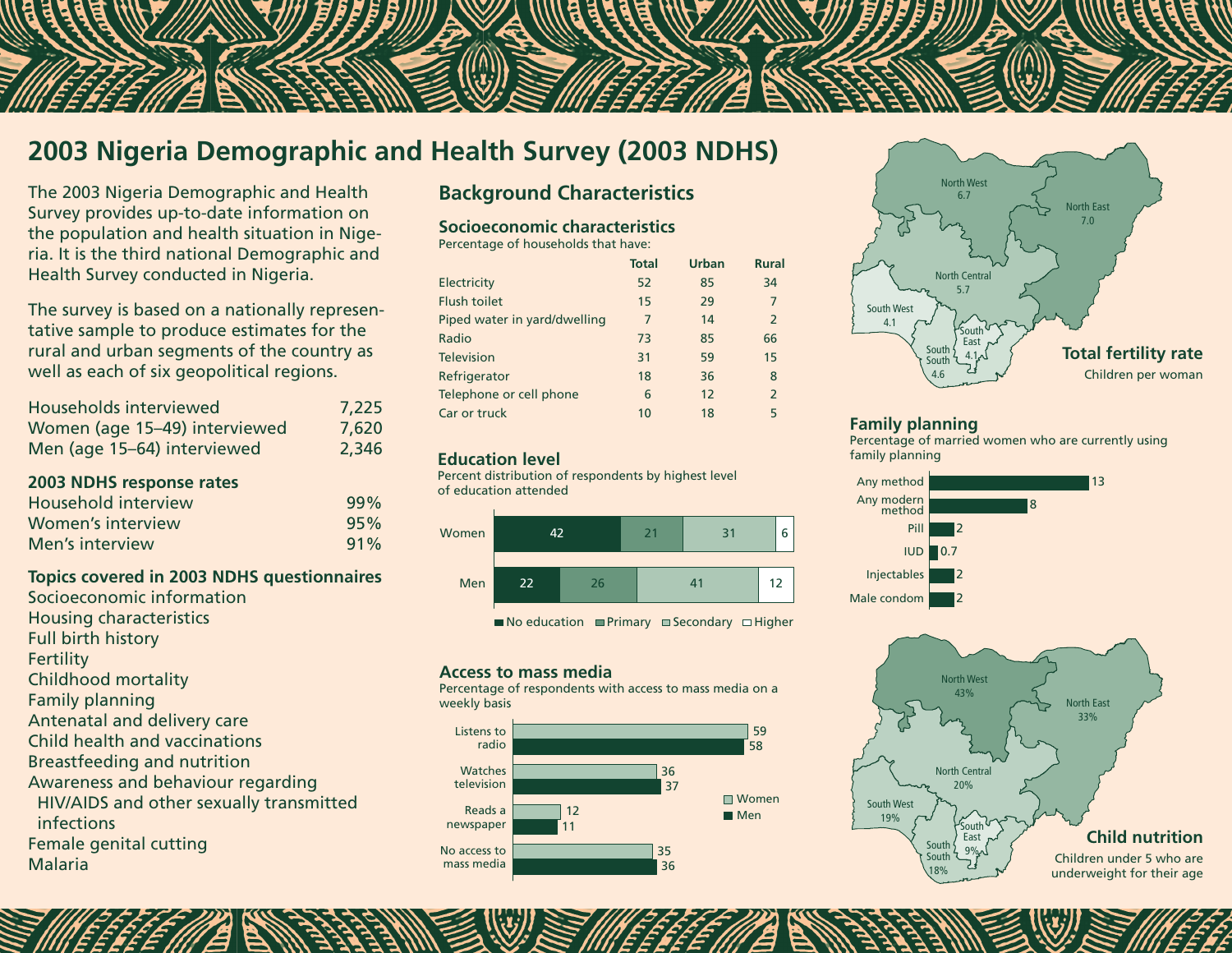# 2003 Nigeria Demographic and Health Survey (2003 NDHS)

The 2003 Nigeria Demographic and Health Survey provides up-to-date information on the population and health situation in Nigeria. It is the third national Demographic and Health Survey conducted in Nigeria.

The survey is based on a nationally representative sample to produce estimates for the rural and urban segments of the country as well as each of six geopolitical regions.

| | |
|---|---|
| Households interviewed | 7,225 |
| Women (age 15–49) interviewed | 7,620 |
| Men (age 15–64) interviewed | 2,346 |

**2003 NDHS response rates**

| | |
|---|---|
| Household interview | 99% |
| Women's interview | 95% |
| Men's interview | 91% |

**Topics covered in 2003 NDHS questionnaires**

- Socioeconomic information
- Housing characteristics
- Full birth history
- Fertility
- Childhood mortality
- Family planning
- Antenatal and delivery care
- Child health and vaccinations
- Breastfeeding and nutrition
- Awareness and behaviour regarding HIV/AIDS and other sexually transmitted infections
- Female genital cutting
- Malaria

## Background Characteristics

### Socioeconomic characteristics

Percentage of households that have:

| | Total | Urban | Rural |
|---|---|---|---|
| Electricity | 52 | 85 | 34 |
| Flush toilet | 15 | 29 | 7 |
| Piped water in yard/dwelling | 7 | 14 | 2 |
| Radio | 73 | 85 | 66 |
| Television | 31 | 59 | 15 |
| Refrigerator | 18 | 36 | 8 |
| Telephone or cell phone | 6 | 12 | 2 |
| Car or truck | 10 | 18 | 5 |

### Education level

Percent distribution of respondents by highest level of education attended

| | No education | Primary | Secondary | Higher |
|---|---|---|---|---|
| Women | 42 | 21 | 31 | 6 |
| Men | 22 | 26 | 41 | 12 |

### Access to mass media

Percentage of respondents with access to mass media on a weekly basis

| | Women | Men |
|---|---|---|
| Listens to radio | 59 | 58 |
| Watches television | 36 | 37 |
| Reads a newspaper | 12 | 11 |
| No access to mass media | 35 | 36 |

### Total fertility rate

Children per woman

| Region | |
|---|---|
| North West | 6.7 |
| North East | 7.0 |
| North Central | 5.7 |
| South West | 4.1 |
| South East | 4.1 |
| South South | 4.6 |

### Family planning

Percentage of married women who are currently using family planning

| Method | % |
|---|---|
| Any method | 13 |
| Any modern method | 8 |
| Pill | 2 |
| IUD | 0.7 |
| Injectables | 2 |
| Male condom | 2 |

### Child nutrition

Children under 5 who are underweight for their age

| Region | |
|---|---|
| North West | 43% |
| North East | 33% |
| North Central | 20% |
| South West | 19% |
| South East | 9% |
| South South | 18% |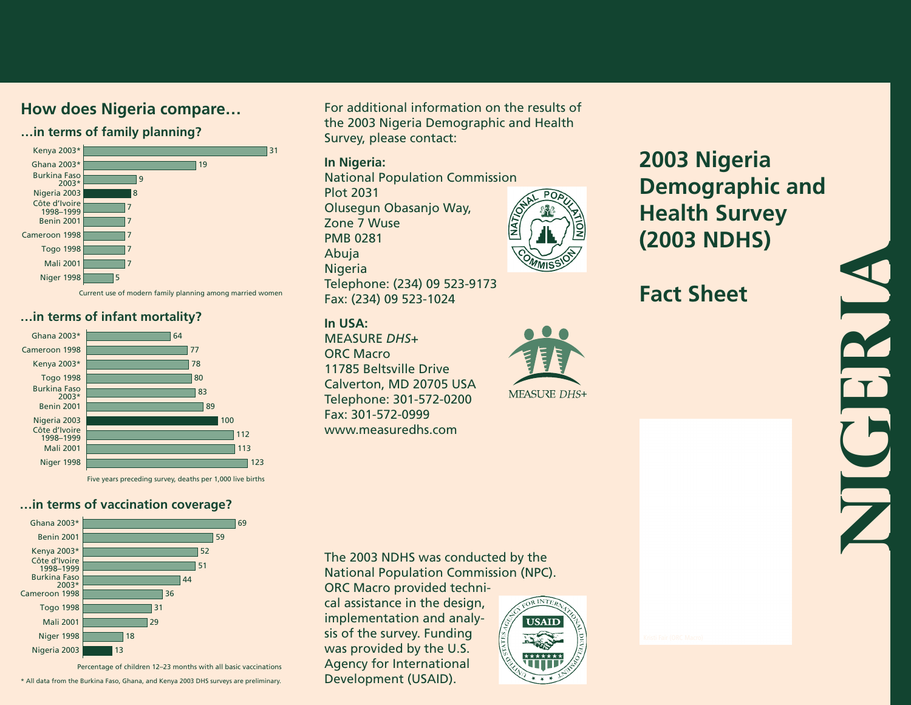## How does Nigeria compare…

### …in terms of family planning?

| Country | Value |
|---|---|
| Kenya 2003* | 31 |
| Ghana 2003* | 19 |
| Burkina Faso 2003* | 9 |
| Nigeria 2003 | 8 |
| Côte d'Ivoire 1998–1999 | 7 |
| Benin 2001 | 7 |
| Cameroon 1998 | 7 |
| Togo 1998 | 7 |
| Mali 2001 | 7 |
| Niger 1998 | 5 |

Current use of modern family planning among married women

### …in terms of infant mortality?

| Country | Value |
|---|---|
| Ghana 2003* | 64 |
| Cameroon 1998 | 77 |
| Kenya 2003* | 78 |
| Togo 1998 | 80 |
| Burkina Faso 2003* | 83 |
| Benin 2001 | 89 |
| Nigeria 2003 | 100 |
| Côte d'Ivoire 1998–1999 | 112 |
| Mali 2001 | 113 |
| Niger 1998 | 123 |

Five years preceding survey, deaths per 1,000 live births

### …in terms of vaccination coverage?

| Country | Value |
|---|---|
| Ghana 2003* | 69 |
| Benin 2001 | 59 |
| Kenya 2003* | 52 |
| Côte d'Ivoire 1998–1999 | 51 |
| Burkina Faso 2003* | 44 |
| Cameroon 1998 | 36 |
| Togo 1998 | 31 |
| Mali 2001 | 29 |
| Niger 1998 | 18 |
| Nigeria 2003 | 13 |

Percentage of children 12–23 months with all basic vaccinations

* All data from the Burkina Faso, Ghana, and Kenya 2003 DHS surveys are preliminary.

For additional information on the results of the 2003 Nigeria Demographic and Health Survey, please contact:

**In Nigeria:**
National Population Commission
Plot 2031
Olusegun Obasanjo Way,
Zone 7 Wuse
PMB 0281
Abuja
Nigeria
Telephone: (234) 09 523-9173
Fax: (234) 09 523-1024

**In USA:**
MEASURE *DHS*+
ORC Macro
11785 Beltsville Drive
Calverton, MD 20705 USA
Telephone: 301-572-0200
Fax: 301-572-0999
www.measuredhs.com

The 2003 NDHS was conducted by the National Population Commission (NPC). ORC Macro provided technical assistance in the design, implementation and analysis of the survey. Funding was provided by the U.S. Agency for International Development (USAID).

# 2003 Nigeria Demographic and Health Survey (2003 NDHS)

## Fact Sheet

NIGERIA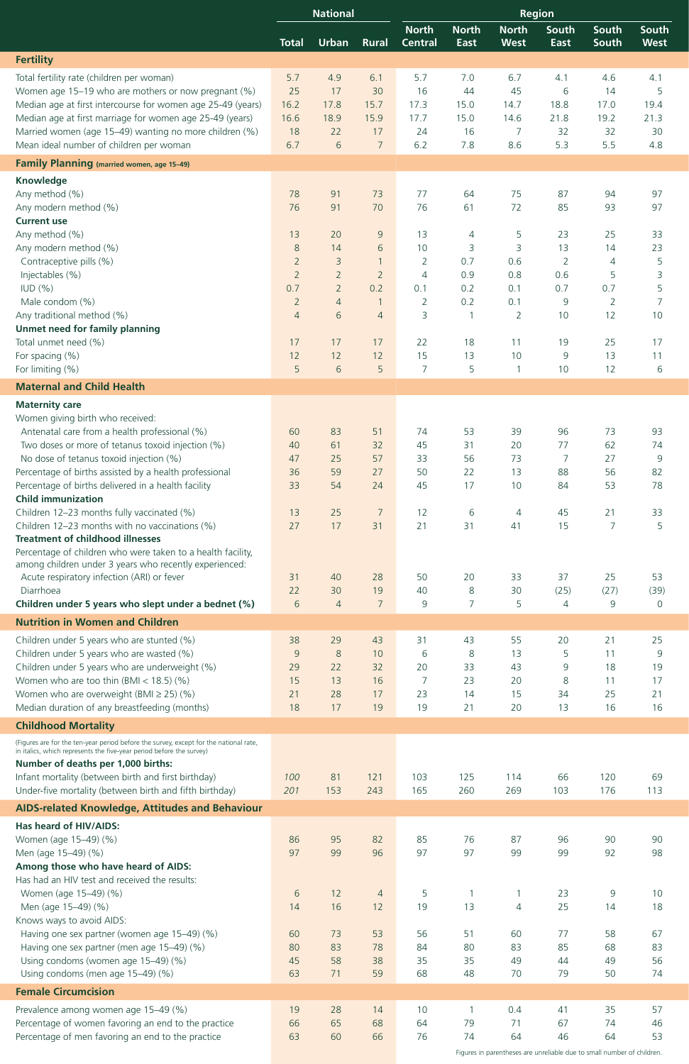| | National | | | Region | | | | | |
|---|---|---|---|---|---|---|---|---|---|
| | Total | Urban | Rural | North Central | North East | North West | South East | South South | South West |
| **Fertility** | | | | | | | | | |
| Total fertility rate (children per woman) | 5.7 | 4.9 | 6.1 | 5.7 | 7.0 | 6.7 | 4.1 | 4.6 | 4.1 |
| Women age 15–19 who are mothers or now pregnant (%) | 25 | 17 | 30 | 16 | 44 | 45 | 6 | 14 | 5 |
| Median age at first intercourse for women age 25-49 (years) | 16.2 | 17.8 | 15.7 | 17.3 | 15.0 | 14.7 | 18.8 | 17.0 | 19.4 |
| Median age at first marriage for women age 25-49 (years) | 16.6 | 18.9 | 15.9 | 17.7 | 15.0 | 14.6 | 21.8 | 19.2 | 21.3 |
| Married women (age 15–49) wanting no more children (%) | 18 | 22 | 17 | 24 | 16 | 7 | 32 | 32 | 30 |
| Mean ideal number of children per woman | 6.7 | 6 | 7 | 6.2 | 7.8 | 8.6 | 5.3 | 5.5 | 4.8 |
| **Family Planning** (married women, age 15–49) | | | | | | | | | |
| **Knowledge** | | | | | | | | | |
| Any method (%) | 78 | 91 | 73 | 77 | 64 | 75 | 87 | 94 | 97 |
| Any modern method (%) | 76 | 91 | 70 | 76 | 61 | 72 | 85 | 93 | 97 |
| **Current use** | | | | | | | | | |
| Any method (%) | 13 | 20 | 9 | 13 | 4 | 5 | 23 | 25 | 33 |
| Any modern method (%) | 8 | 14 | 6 | 10 | 3 | 3 | 13 | 14 | 23 |
| Contraceptive pills (%) | 2 | 3 | 1 | 2 | 0.7 | 0.6 | 2 | 4 | 5 |
| Injectables (%) | 2 | 2 | 2 | 4 | 0.9 | 0.8 | 0.6 | 5 | 3 |
| IUD (%) | 0.7 | 2 | 0.2 | 0.1 | 0.2 | 0.1 | 0.7 | 0.7 | 5 |
| Male condom (%) | 2 | 4 | 1 | 2 | 0.2 | 0.1 | 9 | 2 | 7 |
| Any traditional method (%) | 4 | 6 | 4 | 3 | 1 | 2 | 10 | 12 | 10 |
| **Unmet need for family planning** | | | | | | | | | |
| Total unmet need (%) | 17 | 17 | 17 | 22 | 18 | 11 | 19 | 25 | 17 |
| For spacing (%) | 12 | 12 | 12 | 15 | 13 | 10 | 9 | 13 | 11 |
| For limiting (%) | 5 | 6 | 5 | 7 | 5 | 1 | 10 | 12 | 6 |
| **Maternal and Child Health** | | | | | | | | | |
| **Maternity care** | | | | | | | | | |
| Women giving birth who received: | | | | | | | | | |
| Antenatal care from a health professional (%) | 60 | 83 | 51 | 74 | 53 | 39 | 96 | 73 | 93 |
| Two doses or more of tetanus toxoid injection (%) | 40 | 61 | 32 | 45 | 31 | 20 | 77 | 62 | 74 |
| No dose of tetanus toxoid injection (%) | 47 | 25 | 57 | 33 | 56 | 73 | 7 | 27 | 9 |
| Percentage of births assisted by a health professional | 36 | 59 | 27 | 50 | 22 | 13 | 88 | 56 | 82 |
| Percentage of births delivered in a health facility | 33 | 54 | 24 | 45 | 17 | 10 | 84 | 53 | 78 |
| **Child immunization** | | | | | | | | | |
| Children 12–23 months fully vaccinated (%) | 13 | 25 | 7 | 12 | 6 | 4 | 45 | 21 | 33 |
| Children 12–23 months with no vaccinations (%) | 27 | 17 | 31 | 21 | 31 | 41 | 15 | 7 | 5 |
| **Treatment of childhood illnesses** | | | | | | | | | |
| Percentage of children who were taken to a health facility, among children under 3 years who recently experienced: | | | | | | | | | |
| Acute respiratory infection (ARI) or fever | 31 | 40 | 28 | 50 | 20 | 33 | 37 | 25 | 53 |
| Diarrhoea | 22 | 30 | 19 | 40 | 8 | 30 | (25) | (27) | (39) |
| **Children under 5 years who slept under a bednet (%)** | 6 | 4 | 7 | 9 | 7 | 5 | 4 | 9 | 0 |
| **Nutrition in Women and Children** | | | | | | | | | |
| Children under 5 years who are stunted (%) | 38 | 29 | 43 | 31 | 43 | 55 | 20 | 21 | 25 |
| Children under 5 years who are wasted (%) | 9 | 8 | 10 | 6 | 8 | 13 | 5 | 11 | 9 |
| Children under 5 years who are underweight (%) | 29 | 22 | 32 | 20 | 33 | 43 | 9 | 18 | 19 |
| Women who are too thin (BMI < 18.5) (%) | 15 | 13 | 16 | 7 | 23 | 20 | 8 | 11 | 17 |
| Women who are overweight (BMI ≥ 25) (%) | 21 | 28 | 17 | 23 | 14 | 15 | 34 | 25 | 21 |
| Median duration of any breastfeeding (months) | 18 | 17 | 19 | 19 | 21 | 20 | 13 | 16 | 16 |
| **Childhood Mortality** | | | | | | | | | |
| (Figures are for the ten-year period before the survey, except for the national rate, in italics, which represents the five-year period before the survey) | | | | | | | | | |
| **Number of deaths per 1,000 births:** | | | | | | | | | |
| Infant mortality (between birth and first birthday) | *100* | 81 | 121 | 103 | 125 | 114 | 66 | 120 | 69 |
| Under-five mortality (between birth and fifth birthday) | *201* | 153 | 243 | 165 | 260 | 269 | 103 | 176 | 113 |
| **AIDS-related Knowledge, Attitudes and Behaviour** | | | | | | | | | |
| **Has heard of HIV/AIDS:** | | | | | | | | | |
| Women (age 15–49) (%) | 86 | 95 | 82 | 85 | 76 | 87 | 96 | 90 | 90 |
| Men (age 15–49) (%) | 97 | 99 | 96 | 97 | 97 | 99 | 99 | 92 | 98 |
| **Among those who have heard of AIDS:** | | | | | | | | | |
| Has had an HIV test and received the results: | | | | | | | | | |
| Women (age 15–49) (%) | 6 | 12 | 4 | 5 | 1 | 1 | 23 | 9 | 10 |
| Men (age 15–49) (%) | 14 | 16 | 12 | 19 | 13 | 4 | 25 | 14 | 18 |
| Knows ways to avoid AIDS: | | | | | | | | | |
| Having one sex partner (women age 15–49) (%) | 60 | 73 | 53 | 56 | 51 | 60 | 77 | 58 | 67 |
| Having one sex partner (men age 15–49) (%) | 80 | 83 | 78 | 84 | 80 | 83 | 85 | 68 | 83 |
| Using condoms (women age 15–49) (%) | 45 | 58 | 38 | 35 | 35 | 49 | 44 | 49 | 56 |
| Using condoms (men age 15–49) (%) | 63 | 71 | 59 | 68 | 48 | 70 | 79 | 50 | 74 |
| **Female Circumcision** | | | | | | | | | |
| Prevalence among women age 15–49 (%) | 19 | 28 | 14 | 10 | 1 | 0.4 | 41 | 35 | 57 |
| Percentage of women favoring an end to the practice | 66 | 65 | 68 | 64 | 79 | 71 | 67 | 74 | 46 |
| Percentage of men favoring an end to the practice | 63 | 60 | 66 | 76 | 74 | 64 | 46 | 64 | 53 |

Figures in parentheses are unreliable due to small number of children.